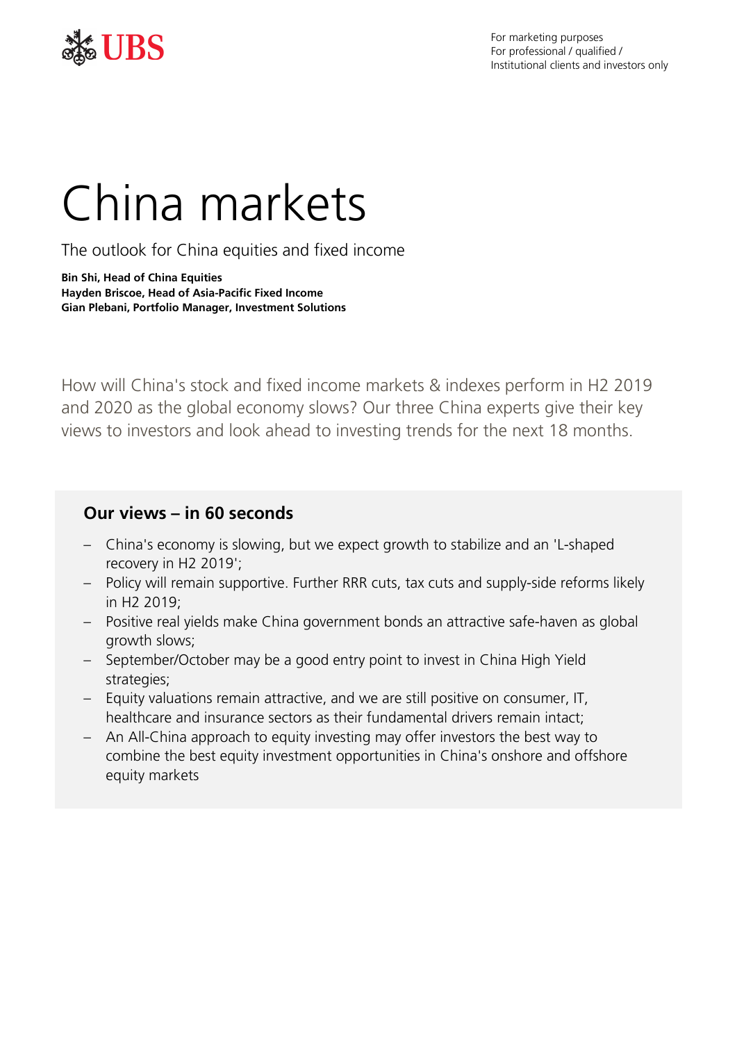For marketing purposes
For professional / qualified /
Institutional clients and investors only

# China markets

The outlook for China equities and fixed income

**Bin Shi, Head of China Equities**
**Hayden Briscoe, Head of Asia-Pacific Fixed Income**
**Gian Plebani, Portfolio Manager, Investment Solutions**

How will China's stock and fixed income markets & indexes perform in H2 2019 and 2020 as the global economy slows? Our three China experts give their key views to investors and look ahead to investing trends for the next 18 months.

## Our views – in 60 seconds

- China's economy is slowing, but we expect growth to stabilize and an 'L-shaped recovery in H2 2019';
- Policy will remain supportive. Further RRR cuts, tax cuts and supply-side reforms likely in H2 2019;
- Positive real yields make China government bonds an attractive safe-haven as global growth slows;
- September/October may be a good entry point to invest in China High Yield strategies;
- Equity valuations remain attractive, and we are still positive on consumer, IT, healthcare and insurance sectors as their fundamental drivers remain intact;
- An All-China approach to equity investing may offer investors the best way to combine the best equity investment opportunities in China's onshore and offshore equity markets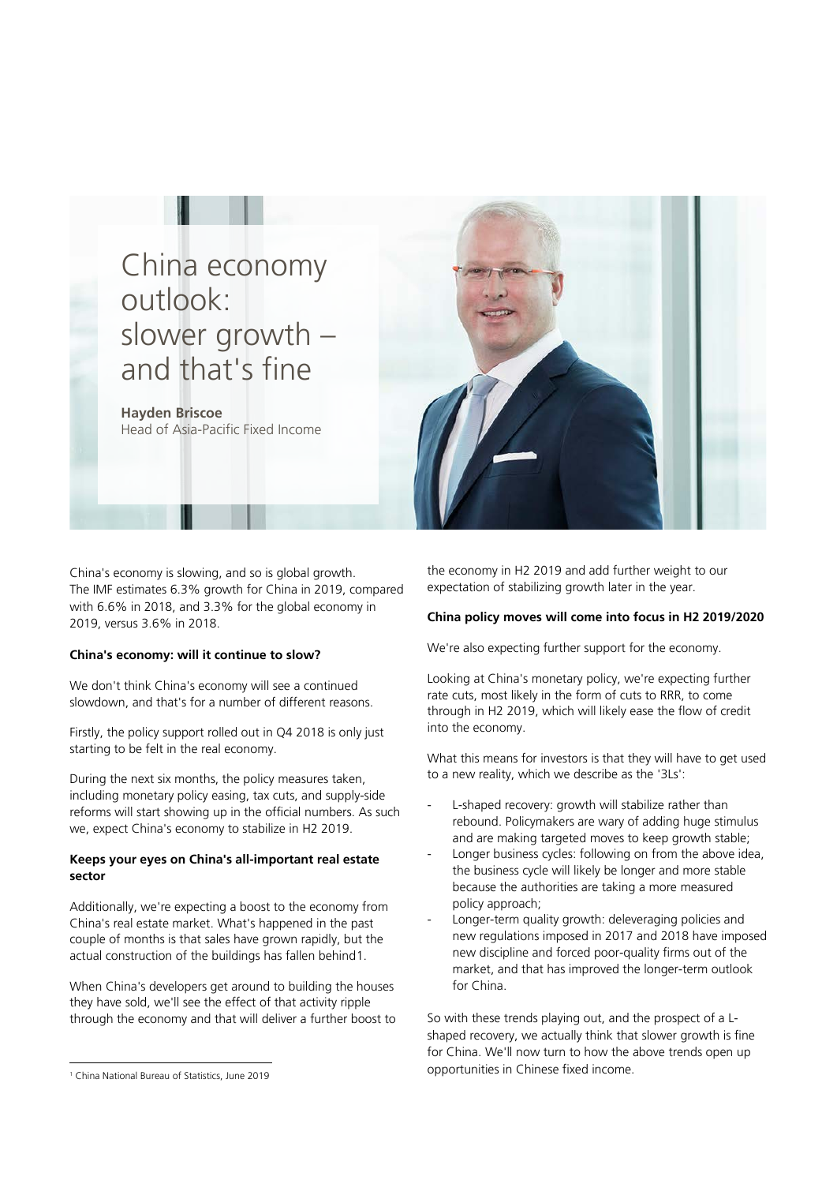# China economy outlook: slower growth – and that's fine

**Hayden Briscoe**
Head of Asia-Pacific Fixed Income

China's economy is slowing, and so is global growth. The IMF estimates 6.3% growth for China in 2019, compared with 6.6% in 2018, and 3.3% for the global economy in 2019, versus 3.6% in 2018.

**China's economy: will it continue to slow?**

We don't think China's economy will see a continued slowdown, and that's for a number of different reasons.

Firstly, the policy support rolled out in Q4 2018 is only just starting to be felt in the real economy.

During the next six months, the policy measures taken, including monetary policy easing, tax cuts, and supply-side reforms will start showing up in the official numbers. As such we, expect China's economy to stabilize in H2 2019.

**Keeps your eyes on China's all-important real estate sector**

Additionally, we're expecting a boost to the economy from China's real estate market. What's happened in the past couple of months is that sales have grown rapidly, but the actual construction of the buildings has fallen behind[1].

When China's developers get around to building the houses they have sold, we'll see the effect of that activity ripple through the economy and that will deliver a further boost to the economy in H2 2019 and add further weight to our expectation of stabilizing growth later in the year.

**China policy moves will come into focus in H2 2019/2020**

We're also expecting further support for the economy.

Looking at China's monetary policy, we're expecting further rate cuts, most likely in the form of cuts to RRR, to come through in H2 2019, which will likely ease the flow of credit into the economy.

What this means for investors is that they will have to get used to a new reality, which we describe as the '3Ls':

- L-shaped recovery: growth will stabilize rather than rebound. Policymakers are wary of adding huge stimulus and are making targeted moves to keep growth stable;
- Longer business cycles: following on from the above idea, the business cycle will likely be longer and more stable because the authorities are taking a more measured policy approach;
- Longer-term quality growth: deleveraging policies and new regulations imposed in 2017 and 2018 have imposed new discipline and forced poor-quality firms out of the market, and that has improved the longer-term outlook for China.

So with these trends playing out, and the prospect of a L-shaped recovery, we actually think that slower growth is fine for China. We'll now turn to how the above trends open up opportunities in Chinese fixed income.

[1] China National Bureau of Statistics, June 2019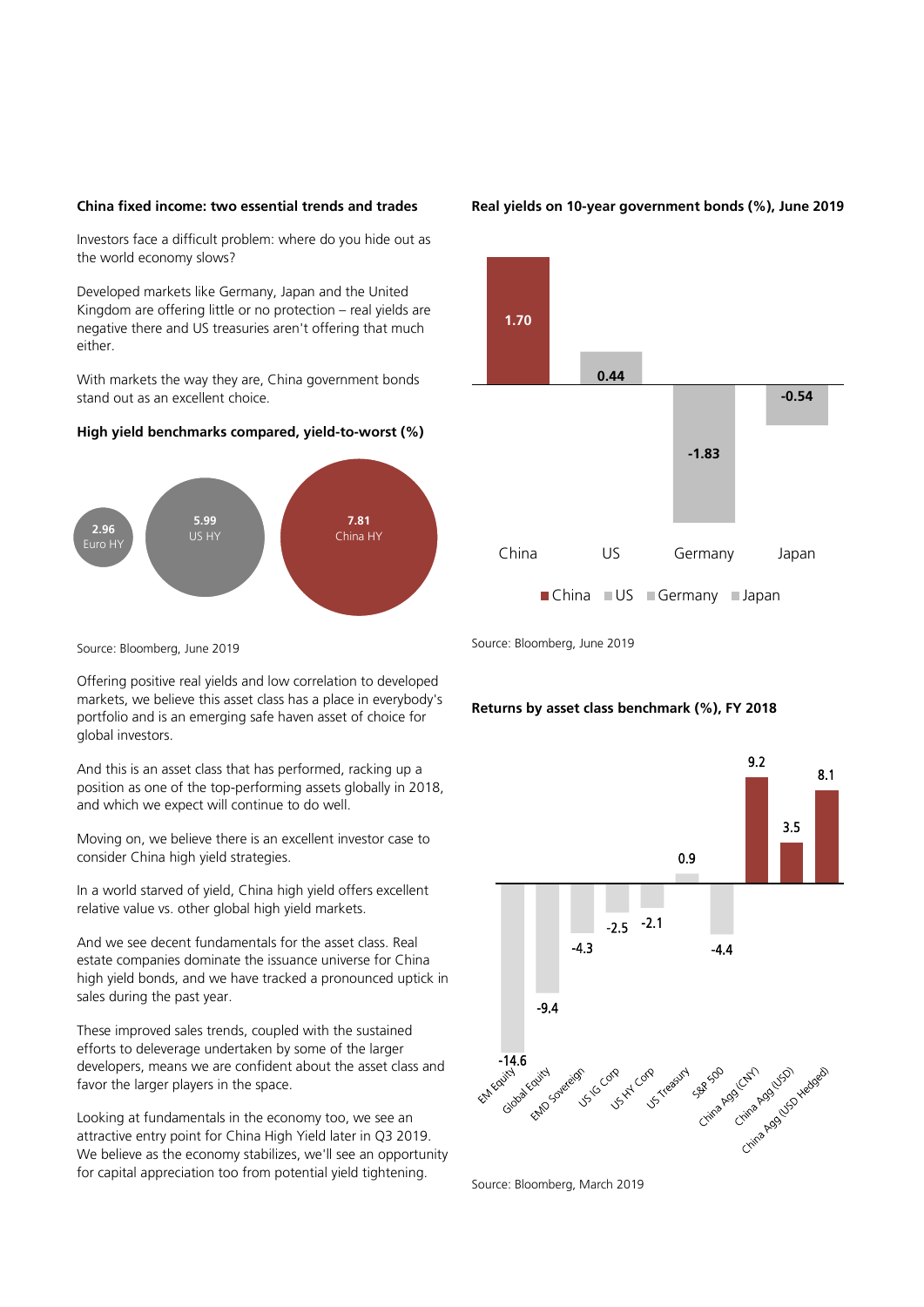### China fixed income: two essential trends and trades

Investors face a difficult problem: where do you hide out as the world economy slows?

Developed markets like Germany, Japan and the United Kingdom are offering little or no protection – real yields are negative there and US treasuries aren't offering that much either.

With markets the way they are, China government bonds stand out as an excellent choice.

#### High yield benchmarks compared, yield-to-worst (%)

2.96
Euro HY

5.99
US HY

7.81
China HY

Source: Bloomberg, June 2019

Offering positive real yields and low correlation to developed markets, we believe this asset class has a place in everybody's portfolio and is an emerging safe haven asset of choice for global investors.

And this is an asset class that has performed, racking up a position as one of the top-performing assets globally in 2018, and which we expect will continue to do well.

Moving on, we believe there is an excellent investor case to consider China high yield strategies.

In a world starved of yield, China high yield offers excellent relative value vs. other global high yield markets.

And we see decent fundamentals for the asset class. Real estate companies dominate the issuance universe for China high yield bonds, and we have tracked a pronounced uptick in sales during the past year.

These improved sales trends, coupled with the sustained efforts to deleverage undertaken by some of the larger developers, means we are confident about the asset class and favor the larger players in the space.

Looking at fundamentals in the economy too, we see an attractive entry point for China High Yield later in Q3 2019. We believe as the economy stabilizes, we'll see an opportunity for capital appreciation too from potential yield tightening.

#### Real yields on 10-year government bonds (%), June 2019

1.70
0.44
-1.83
-0.54

China
US
Germany
Japan

China US Germany Japan

Source: Bloomberg, June 2019

#### Returns by asset class benchmark (%), FY 2018

-14.6
-9.4
-4.3
-2.5
-2.1
0.9
-4.4
9.2
3.5
8.1

EM Equity
Global Equity
EMD Sovereign
US IG Corp
US HY Corp
US Treasury
S&P 500
China Agg (CNY)
China Agg (USD)
China Agg (USD Hedged)

Source: Bloomberg, March 2019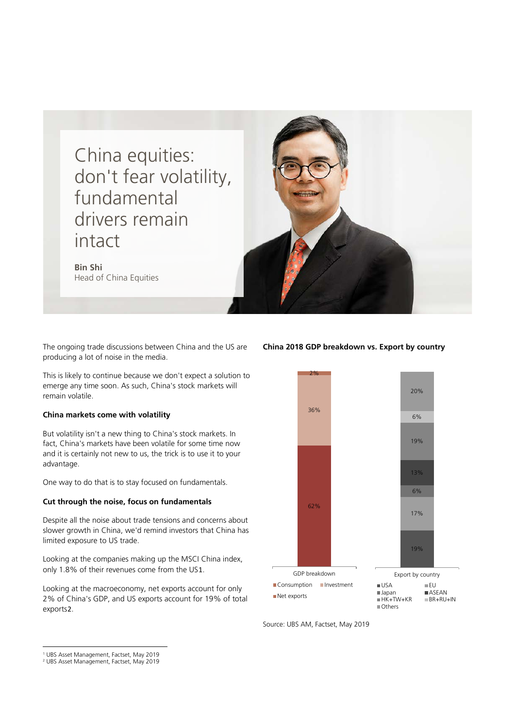# China equities: don't fear volatility, fundamental drivers remain intact

**Bin Shi**
Head of China Equities

The ongoing trade discussions between China and the US are producing a lot of noise in the media.

This is likely to continue because we don't expect a solution to emerge any time soon. As such, China's stock markets will remain volatile.

### China markets come with volatility

But volatility isn't a new thing to China's stock markets. In fact, China's markets have been volatile for some time now and it is certainly not new to us, the trick is to use it to your advantage.

One way to do that is to stay focused on fundamentals.

### Cut through the noise, focus on fundamentals

Despite all the noise about trade tensions and concerns about slower growth in China, we'd remind investors that China has limited exposure to US trade.

Looking at the companies making up the MSCI China index, only 1.8% of their revenues come from the US[1].

Looking at the macroeconomy, net exports account for only 2% of China's GDP, and US exports account for 19% of total exports[2].

**China 2018 GDP breakdown vs. Export by country**

GDP breakdown: 2%, 36%, 62%

Export by country: 20%, 6%, 19%, 13%, 6%, 17%, 19%

Consumption, Investment, Net exports

USA, EU, Japan, ASEAN, HK+TW+KR, BR+RU+IN, Others

Source: UBS AM, Factset, May 2019

[1] UBS Asset Management, Factset, May 2019
[2] UBS Asset Management, Factset, May 2019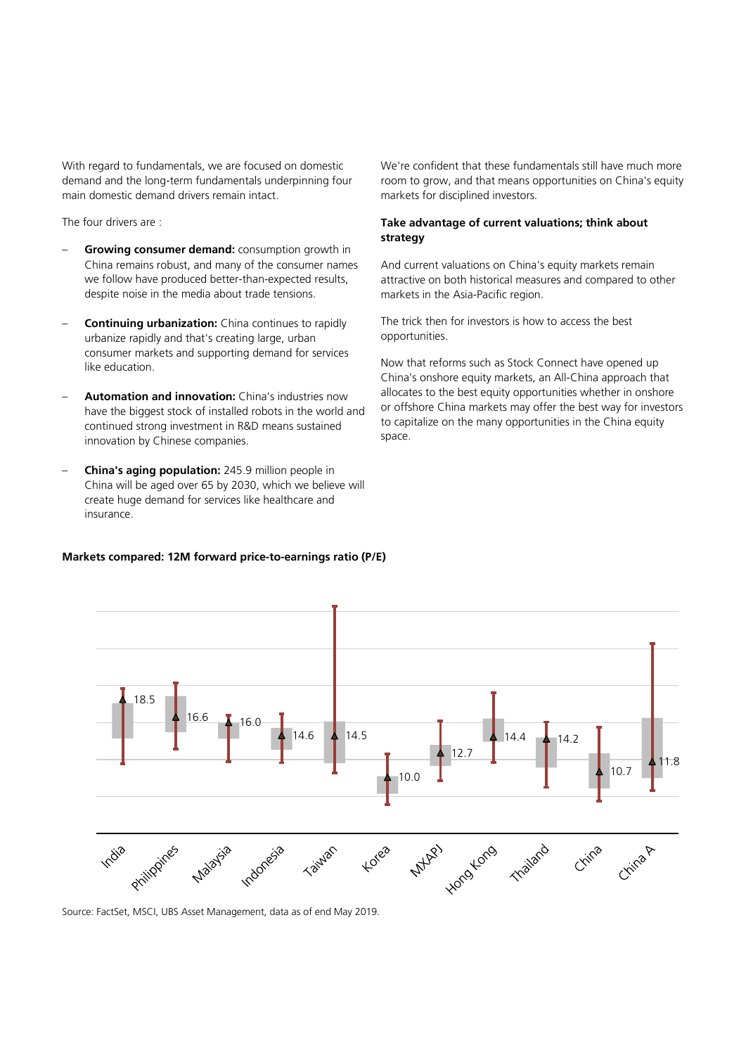With regard to fundamentals, we are focused on domestic demand and the long-term fundamentals underpinning four main domestic demand drivers remain intact.

The four drivers are :

- **Growing consumer demand:** consumption growth in China remains robust, and many of the consumer names we follow have produced better-than-expected results, despite noise in the media about trade tensions.
- **Continuing urbanization:** China continues to rapidly urbanize rapidly and that's creating large, urban consumer markets and supporting demand for services like education.
- **Automation and innovation:** China's industries now have the biggest stock of installed robots in the world and continued strong investment in R&D means sustained innovation by Chinese companies.
- **China's aging population:** 245.9 million people in China will be aged over 65 by 2030, which we believe will create huge demand for services like healthcare and insurance.

We're confident that these fundamentals still have much more room to grow, and that means opportunities on China's equity markets for disciplined investors.

**Take advantage of current valuations; think about strategy**

And current valuations on China's equity markets remain attractive on both historical measures and compared to other markets in the Asia-Pacific region.

The trick then for investors is how to access the best opportunities.

Now that reforms such as Stock Connect have opened up China's onshore equity markets, an All-China approach that allocates to the best equity opportunities whether in onshore or offshore China markets may offer the best way for investors to capitalize on the many opportunities in the China equity space.

**Markets compared: 12M forward price-to-earnings ratio (P/E)**

India 18.5
Philippines 16.6
Malaysia 16.0
Indonesia 14.6
Taiwan 14.5
Korea 10.0
MXAPJ 12.7
Hong Kong 14.4
Thailand 14.2
China 10.7
China A 11.8

Source: FactSet, MSCI, UBS Asset Management, data as of end May 2019.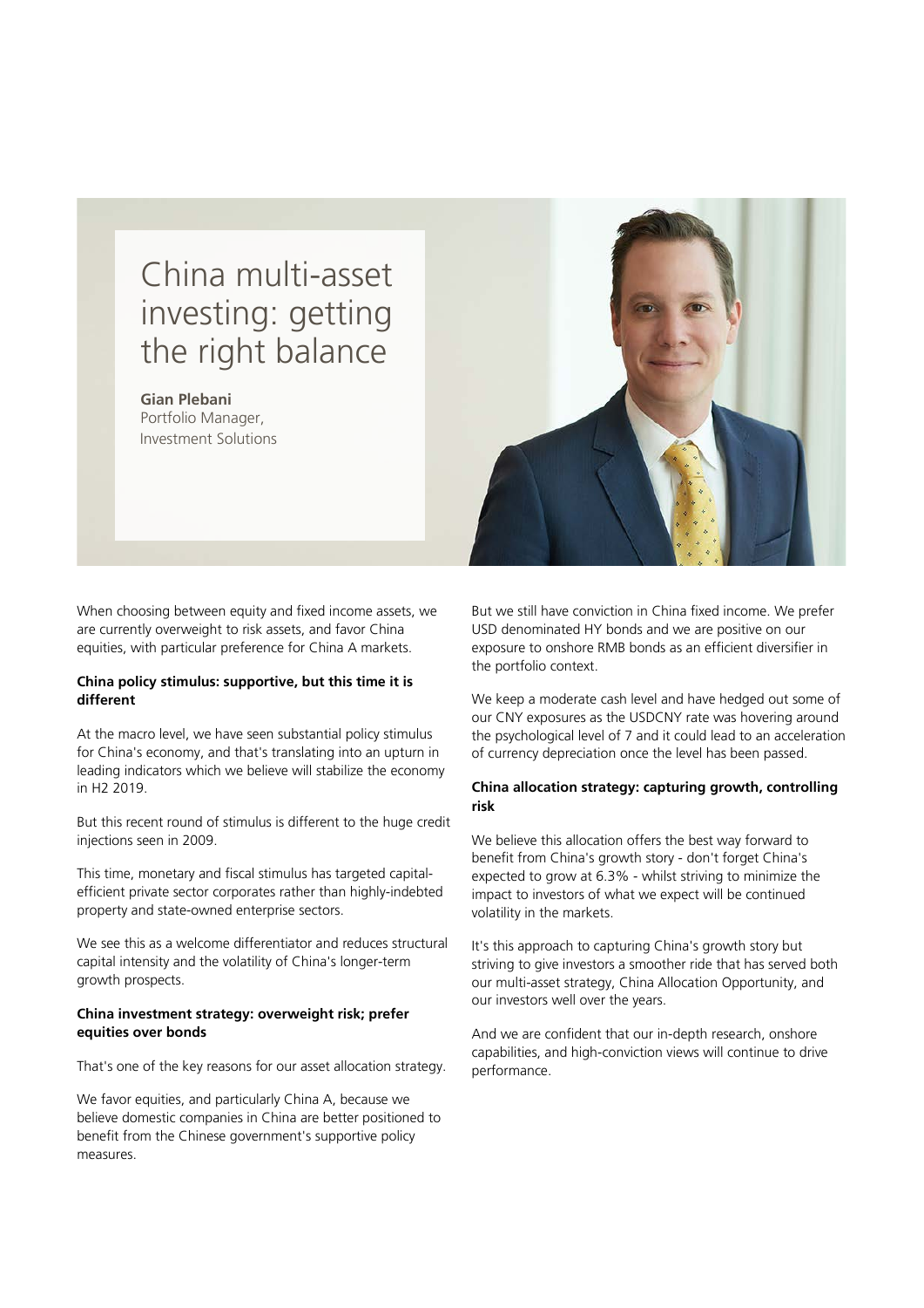# China multi-asset investing: getting the right balance

**Gian Plebani**
Portfolio Manager,
Investment Solutions

When choosing between equity and fixed income assets, we are currently overweight to risk assets, and favor China equities, with particular preference for China A markets.

### China policy stimulus: supportive, but this time it is different

At the macro level, we have seen substantial policy stimulus for China's economy, and that's translating into an upturn in leading indicators which we believe will stabilize the economy in H2 2019.

But this recent round of stimulus is different to the huge credit injections seen in 2009.

This time, monetary and fiscal stimulus has targeted capital-efficient private sector corporates rather than highly-indebted property and state-owned enterprise sectors.

We see this as a welcome differentiator and reduces structural capital intensity and the volatility of China's longer-term growth prospects.

### China investment strategy: overweight risk; prefer equities over bonds

That's one of the key reasons for our asset allocation strategy.

We favor equities, and particularly China A, because we believe domestic companies in China are better positioned to benefit from the Chinese government's supportive policy measures.

But we still have conviction in China fixed income. We prefer USD denominated HY bonds and we are positive on our exposure to onshore RMB bonds as an efficient diversifier in the portfolio context.

We keep a moderate cash level and have hedged out some of our CNY exposures as the USDCNY rate was hovering around the psychological level of 7 and it could lead to an acceleration of currency depreciation once the level has been passed.

### China allocation strategy: capturing growth, controlling risk

We believe this allocation offers the best way forward to benefit from China's growth story - don't forget China's expected to grow at 6.3% - whilst striving to minimize the impact to investors of what we expect will be continued volatility in the markets.

It's this approach to capturing China's growth story but striving to give investors a smoother ride that has served both our multi-asset strategy, China Allocation Opportunity, and our investors well over the years.

And we are confident that our in-depth research, onshore capabilities, and high-conviction views will continue to drive performance.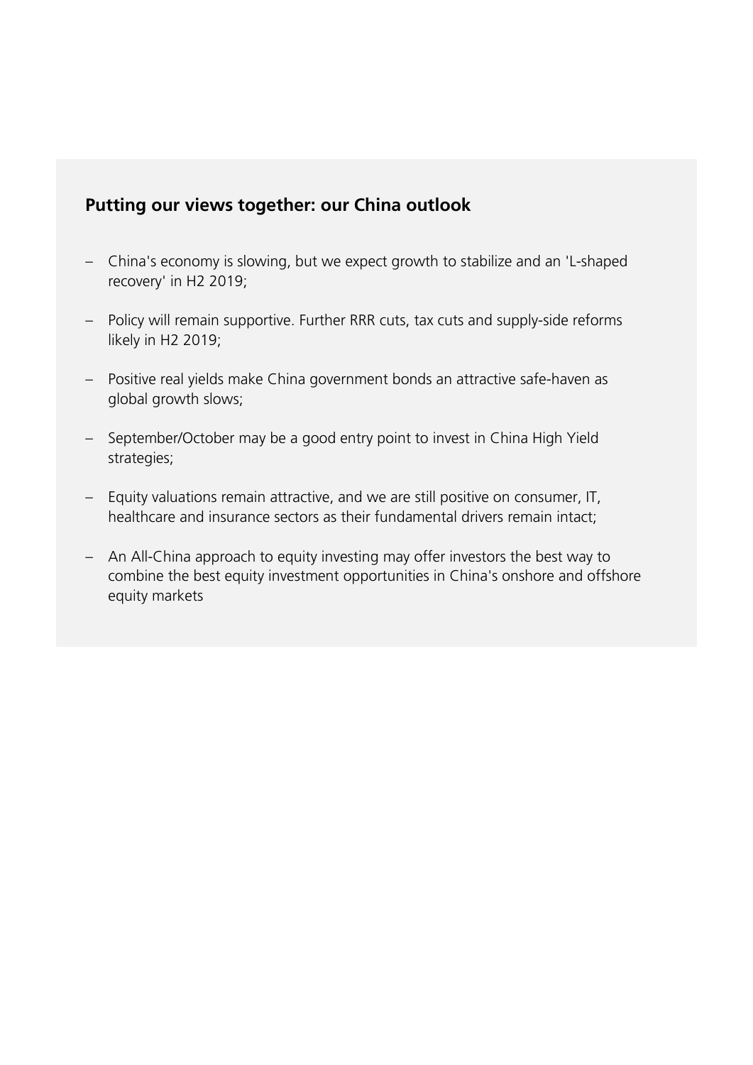## Putting our views together: our China outlook

- China's economy is slowing, but we expect growth to stabilize and an 'L-shaped recovery' in H2 2019;
- Policy will remain supportive. Further RRR cuts, tax cuts and supply-side reforms likely in H2 2019;
- Positive real yields make China government bonds an attractive safe-haven as global growth slows;
- September/October may be a good entry point to invest in China High Yield strategies;
- Equity valuations remain attractive, and we are still positive on consumer, IT, healthcare and insurance sectors as their fundamental drivers remain intact;
- An All-China approach to equity investing may offer investors the best way to combine the best equity investment opportunities in China's onshore and offshore equity markets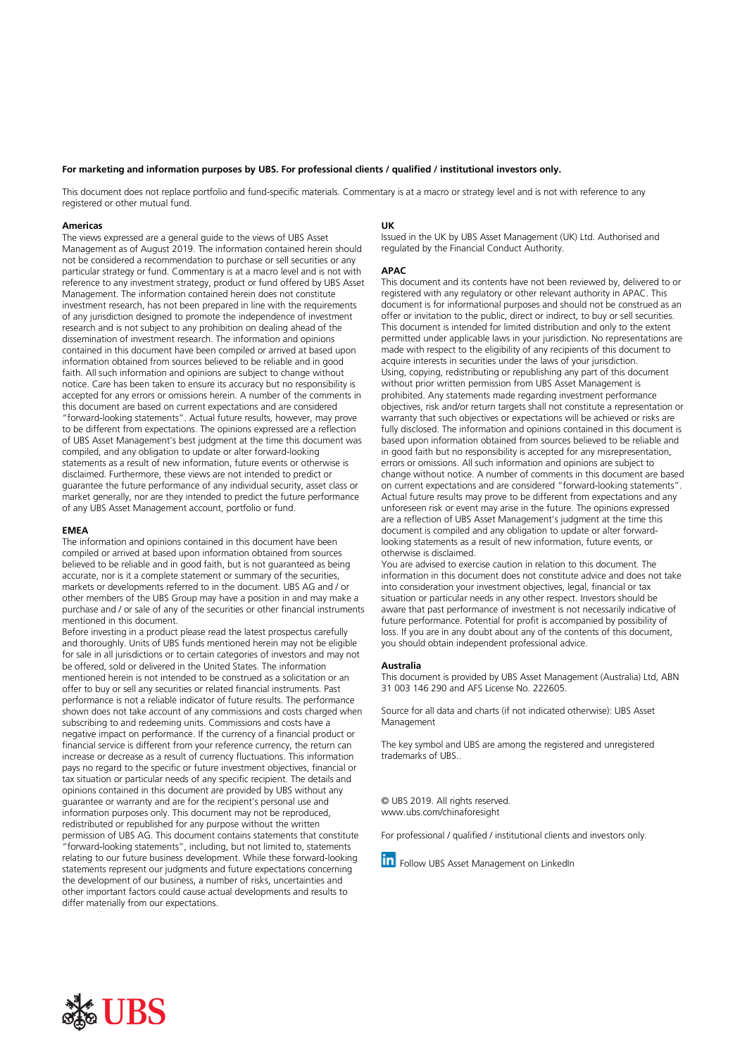**For marketing and information purposes by UBS. For professional clients / qualified / institutional investors only.**

This document does not replace portfolio and fund-specific materials. Commentary is at a macro or strategy level and is not with reference to any registered or other mutual fund.

**Americas**

The views expressed are a general guide to the views of UBS Asset Management as of August 2019. The information contained herein should not be considered a recommendation to purchase or sell securities or any particular strategy or fund. Commentary is at a macro level and is not with reference to any investment strategy, product or fund offered by UBS Asset Management. The information contained herein does not constitute investment research, has not been prepared in line with the requirements of any jurisdiction designed to promote the independence of investment research and is not subject to any prohibition on dealing ahead of the dissemination of investment research. The information and opinions contained in this document have been compiled or arrived at based upon information obtained from sources believed to be reliable and in good faith. All such information and opinions are subject to change without notice. Care has been taken to ensure its accuracy but no responsibility is accepted for any errors or omissions herein. A number of the comments in this document are based on current expectations and are considered "forward-looking statements". Actual future results, however, may prove to be different from expectations. The opinions expressed are a reflection of UBS Asset Management's best judgment at the time this document was compiled, and any obligation to update or alter forward-looking statements as a result of new information, future events or otherwise is disclaimed. Furthermore, these views are not intended to predict or guarantee the future performance of any individual security, asset class or market generally, nor are they intended to predict the future performance of any UBS Asset Management account, portfolio or fund.

**EMEA**

The information and opinions contained in this document have been compiled or arrived at based upon information obtained from sources believed to be reliable and in good faith, but is not guaranteed as being accurate, nor is it a complete statement or summary of the securities, markets or developments referred to in the document. UBS AG and / or other members of the UBS Group may have a position in and may make a purchase and / or sale of any of the securities or other financial instruments mentioned in this document.

Before investing in a product please read the latest prospectus carefully and thoroughly. Units of UBS funds mentioned herein may not be eligible for sale in all jurisdictions or to certain categories of investors and may not be offered, sold or delivered in the United States. The information mentioned herein is not intended to be construed as a solicitation or an offer to buy or sell any securities or related financial instruments. Past performance is not a reliable indicator of future results. The performance shown does not take account of any commissions and costs charged when subscribing to and redeeming units. Commissions and costs have a negative impact on performance. If the currency of a financial product or financial service is different from your reference currency, the return can increase or decrease as a result of currency fluctuations. This information pays no regard to the specific or future investment objectives, financial or tax situation or particular needs of any specific recipient. The details and opinions contained in this document are provided by UBS without any guarantee or warranty and are for the recipient's personal use and information purposes only. This document may not be reproduced, redistributed or republished for any purpose without the written permission of UBS AG. This document contains statements that constitute "forward-looking statements", including, but not limited to, statements relating to our future business development. While these forward-looking statements represent our judgments and future expectations concerning the development of our business, a number of risks, uncertainties and other important factors could cause actual developments and results to differ materially from our expectations.

**UK**

Issued in the UK by UBS Asset Management (UK) Ltd. Authorised and regulated by the Financial Conduct Authority.

**APAC**

This document and its contents have not been reviewed by, delivered to or registered with any regulatory or other relevant authority in APAC. This document is for informational purposes and should not be construed as an offer or invitation to the public, direct or indirect, to buy or sell securities. This document is intended for limited distribution and only to the extent permitted under applicable laws in your jurisdiction. No representations are made with respect to the eligibility of any recipients of this document to acquire interests in securities under the laws of your jurisdiction.

Using, copying, redistributing or republishing any part of this document without prior written permission from UBS Asset Management is prohibited. Any statements made regarding investment performance objectives, risk and/or return targets shall not constitute a representation or warranty that such objectives or expectations will be achieved or risks are fully disclosed. The information and opinions contained in this document is based upon information obtained from sources believed to be reliable and in good faith but no responsibility is accepted for any misrepresentation, errors or omissions. All such information and opinions are subject to change without notice. A number of comments in this document are based on current expectations and are considered "forward-looking statements". Actual future results may prove to be different from expectations and any unforeseen risk or event may arise in the future. The opinions expressed are a reflection of UBS Asset Management's judgment at the time this document is compiled and any obligation to update or alter forward-looking statements as a result of new information, future events, or otherwise is disclaimed.

You are advised to exercise caution in relation to this document. The information in this document does not constitute advice and does not take into consideration your investment objectives, legal, financial or tax situation or particular needs in any other respect. Investors should be aware that past performance of investment is not necessarily indicative of future performance. Potential for profit is accompanied by possibility of loss. If you are in any doubt about any of the contents of this document, you should obtain independent professional advice.

**Australia**

This document is provided by UBS Asset Management (Australia) Ltd, ABN 31 003 146 290 and AFS License No. 222605.

Source for all data and charts (if not indicated otherwise): UBS Asset Management

The key symbol and UBS are among the registered and unregistered trademarks of UBS..

© UBS 2019. All rights reserved.
www.ubs.com/chinaforesight

For professional / qualified / institutional clients and investors only.

Follow UBS Asset Management on LinkedIn

UBS